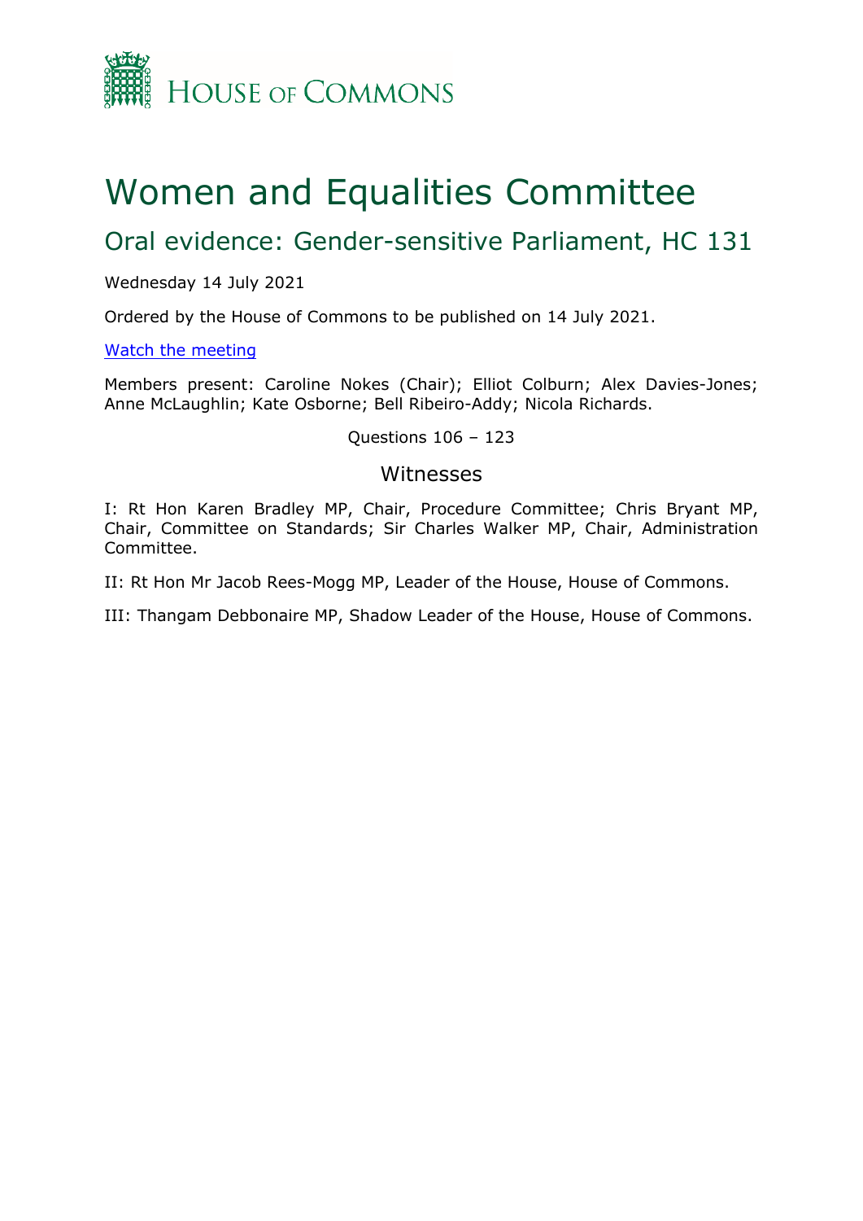HOUSE OF COMMONS

# Women and Equalities Committee

## Oral evidence: Gender-sensitive Parliament, HC 131

Wednesday 14 July 2021

Ordered by the House of Commons to be published on 14 July 2021.

[Watch the meeting]

Members present: Caroline Nokes (Chair); Elliot Colburn; Alex Davies-Jones; Anne McLaughlin; Kate Osborne; Bell Ribeiro-Addy; Nicola Richards.

Questions 106 – 123

### Witnesses

I: Rt Hon Karen Bradley MP, Chair, Procedure Committee; Chris Bryant MP, Chair, Committee on Standards; Sir Charles Walker MP, Chair, Administration Committee.

II: Rt Hon Mr Jacob Rees-Mogg MP, Leader of the House, House of Commons.

III: Thangam Debbonaire MP, Shadow Leader of the House, House of Commons.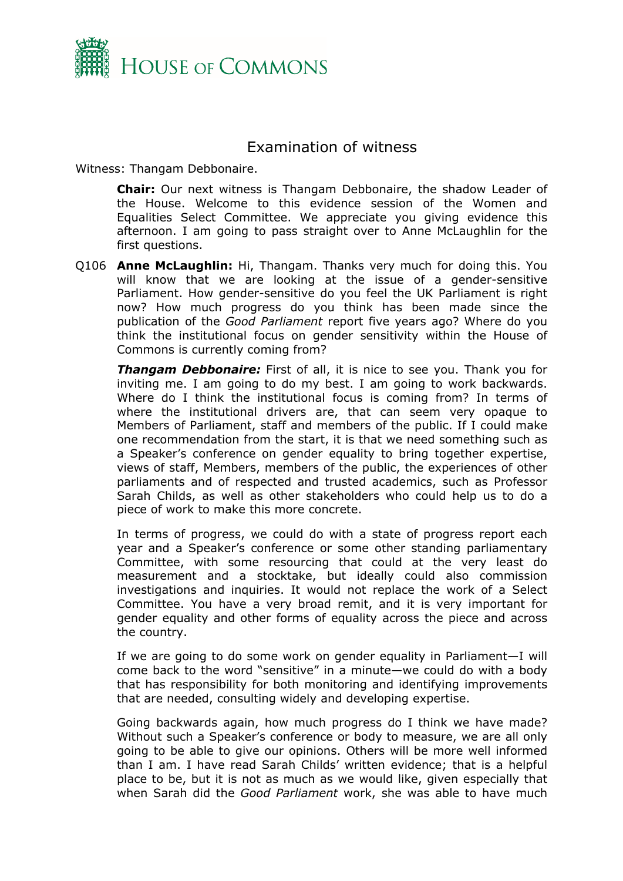# Examination of witness

Witness: Thangam Debbonaire.

**Chair:** Our next witness is Thangam Debbonaire, the shadow Leader of the House. Welcome to this evidence session of the Women and Equalities Select Committee. We appreciate you giving evidence this afternoon. I am going to pass straight over to Anne McLaughlin for the first questions.

Q106 **Anne McLaughlin:** Hi, Thangam. Thanks very much for doing this. You will know that we are looking at the issue of a gender-sensitive Parliament. How gender-sensitive do you feel the UK Parliament is right now? How much progress do you think has been made since the publication of the *Good Parliament* report five years ago? Where do you think the institutional focus on gender sensitivity within the House of Commons is currently coming from?

***Thangam Debbonaire:*** First of all, it is nice to see you. Thank you for inviting me. I am going to do my best. I am going to work backwards. Where do I think the institutional focus is coming from? In terms of where the institutional drivers are, that can seem very opaque to Members of Parliament, staff and members of the public. If I could make one recommendation from the start, it is that we need something such as a Speaker's conference on gender equality to bring together expertise, views of staff, Members, members of the public, the experiences of other parliaments and of respected and trusted academics, such as Professor Sarah Childs, as well as other stakeholders who could help us to do a piece of work to make this more concrete.

In terms of progress, we could do with a state of progress report each year and a Speaker's conference or some other standing parliamentary Committee, with some resourcing that could at the very least do measurement and a stocktake, but ideally could also commission investigations and inquiries. It would not replace the work of a Select Committee. You have a very broad remit, and it is very important for gender equality and other forms of equality across the piece and across the country.

If we are going to do some work on gender equality in Parliament—I will come back to the word "sensitive" in a minute—we could do with a body that has responsibility for both monitoring and identifying improvements that are needed, consulting widely and developing expertise.

Going backwards again, how much progress do I think we have made? Without such a Speaker's conference or body to measure, we are all only going to be able to give our opinions. Others will be more well informed than I am. I have read Sarah Childs' written evidence; that is a helpful place to be, but it is not as much as we would like, given especially that when Sarah did the *Good Parliament* work, she was able to have much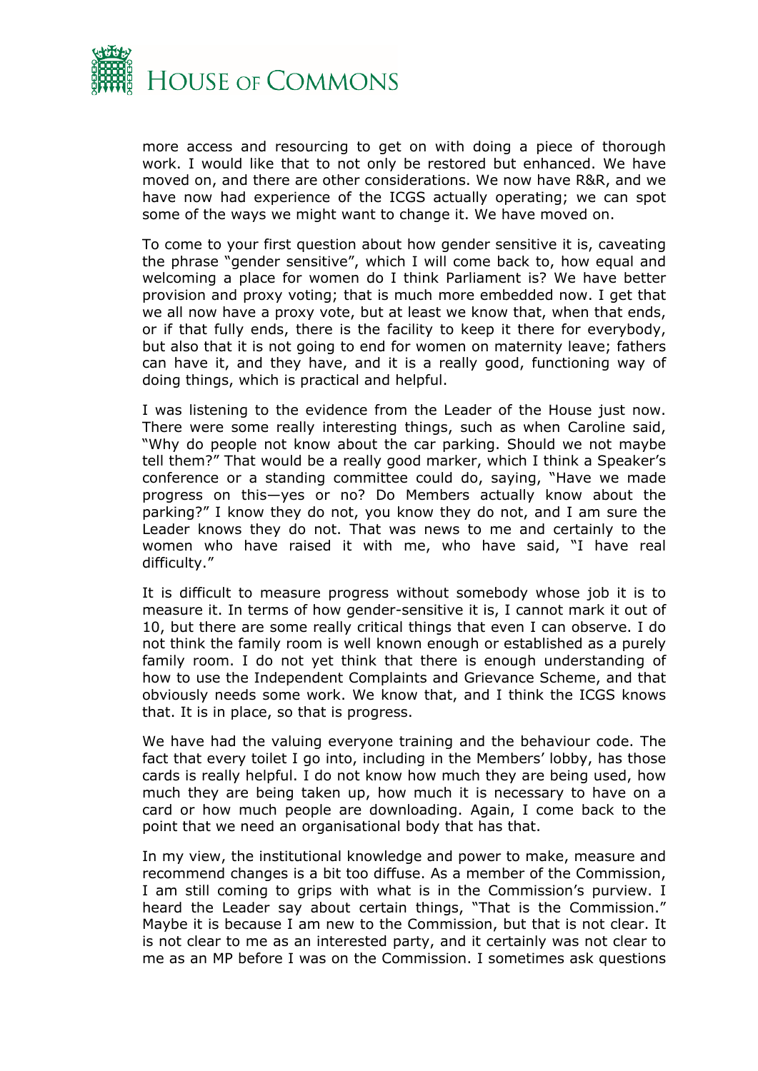more access and resourcing to get on with doing a piece of thorough work. I would like that to not only be restored but enhanced. We have moved on, and there are other considerations. We now have R&R, and we have now had experience of the ICGS actually operating; we can spot some of the ways we might want to change it. We have moved on.

To come to your first question about how gender sensitive it is, caveating the phrase "gender sensitive", which I will come back to, how equal and welcoming a place for women do I think Parliament is? We have better provision and proxy voting; that is much more embedded now. I get that we all now have a proxy vote, but at least we know that, when that ends, or if that fully ends, there is the facility to keep it there for everybody, but also that it is not going to end for women on maternity leave; fathers can have it, and they have, and it is a really good, functioning way of doing things, which is practical and helpful.

I was listening to the evidence from the Leader of the House just now. There were some really interesting things, such as when Caroline said, "Why do people not know about the car parking. Should we not maybe tell them?" That would be a really good marker, which I think a Speaker's conference or a standing committee could do, saying, "Have we made progress on this—yes or no? Do Members actually know about the parking?" I know they do not, you know they do not, and I am sure the Leader knows they do not. That was news to me and certainly to the women who have raised it with me, who have said, "I have real difficulty."

It is difficult to measure progress without somebody whose job it is to measure it. In terms of how gender-sensitive it is, I cannot mark it out of 10, but there are some really critical things that even I can observe. I do not think the family room is well known enough or established as a purely family room. I do not yet think that there is enough understanding of how to use the Independent Complaints and Grievance Scheme, and that obviously needs some work. We know that, and I think the ICGS knows that. It is in place, so that is progress.

We have had the valuing everyone training and the behaviour code. The fact that every toilet I go into, including in the Members' lobby, has those cards is really helpful. I do not know how much they are being used, how much they are being taken up, how much it is necessary to have on a card or how much people are downloading. Again, I come back to the point that we need an organisational body that has that.

In my view, the institutional knowledge and power to make, measure and recommend changes is a bit too diffuse. As a member of the Commission, I am still coming to grips with what is in the Commission's purview. I heard the Leader say about certain things, "That is the Commission." Maybe it is because I am new to the Commission, but that is not clear. It is not clear to me as an interested party, and it certainly was not clear to me as an MP before I was on the Commission. I sometimes ask questions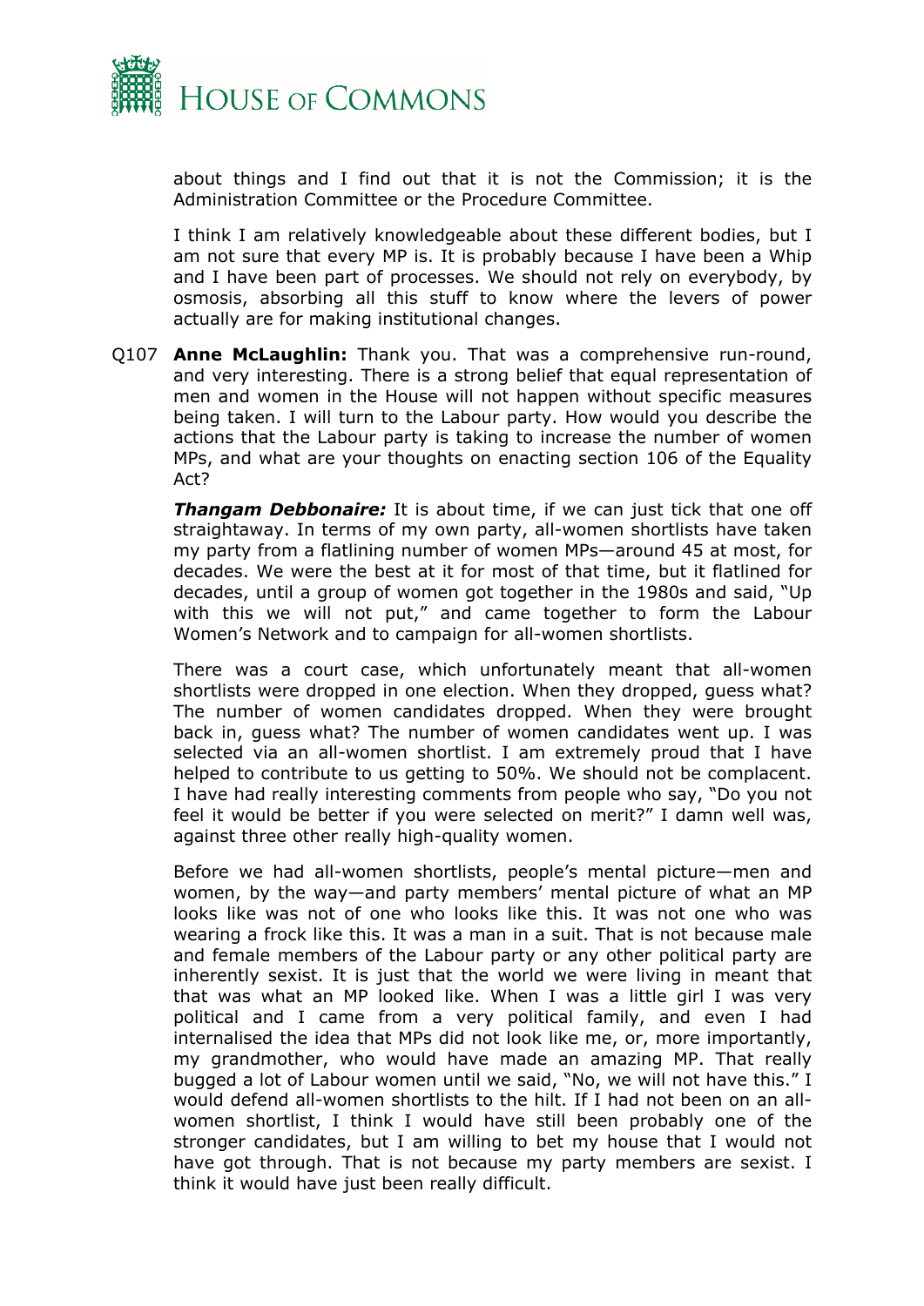about things and I find out that it is not the Commission; it is the Administration Committee or the Procedure Committee.

I think I am relatively knowledgeable about these different bodies, but I am not sure that every MP is. It is probably because I have been a Whip and I have been part of processes. We should not rely on everybody, by osmosis, absorbing all this stuff to know where the levers of power actually are for making institutional changes.

Q107 **Anne McLaughlin:** Thank you. That was a comprehensive run-round, and very interesting. There is a strong belief that equal representation of men and women in the House will not happen without specific measures being taken. I will turn to the Labour party. How would you describe the actions that the Labour party is taking to increase the number of women MPs, and what are your thoughts on enacting section 106 of the Equality Act?

***Thangam Debbonaire:*** It is about time, if we can just tick that one off straightaway. In terms of my own party, all-women shortlists have taken my party from a flatlining number of women MPs—around 45 at most, for decades. We were the best at it for most of that time, but it flatlined for decades, until a group of women got together in the 1980s and said, "Up with this we will not put," and came together to form the Labour Women's Network and to campaign for all-women shortlists.

There was a court case, which unfortunately meant that all-women shortlists were dropped in one election. When they dropped, guess what? The number of women candidates dropped. When they were brought back in, guess what? The number of women candidates went up. I was selected via an all-women shortlist. I am extremely proud that I have helped to contribute to us getting to 50%. We should not be complacent. I have had really interesting comments from people who say, "Do you not feel it would be better if you were selected on merit?" I damn well was, against three other really high-quality women.

Before we had all-women shortlists, people's mental picture—men and women, by the way—and party members' mental picture of what an MP looks like was not of one who looks like this. It was not one who was wearing a frock like this. It was a man in a suit. That is not because male and female members of the Labour party or any other political party are inherently sexist. It is just that the world we were living in meant that that was what an MP looked like. When I was a little girl I was very political and I came from a very political family, and even I had internalised the idea that MPs did not look like me, or, more importantly, my grandmother, who would have made an amazing MP. That really bugged a lot of Labour women until we said, "No, we will not have this." I would defend all-women shortlists to the hilt. If I had not been on an all-women shortlist, I think I would have still been probably one of the stronger candidates, but I am willing to bet my house that I would not have got through. That is not because my party members are sexist. I think it would have just been really difficult.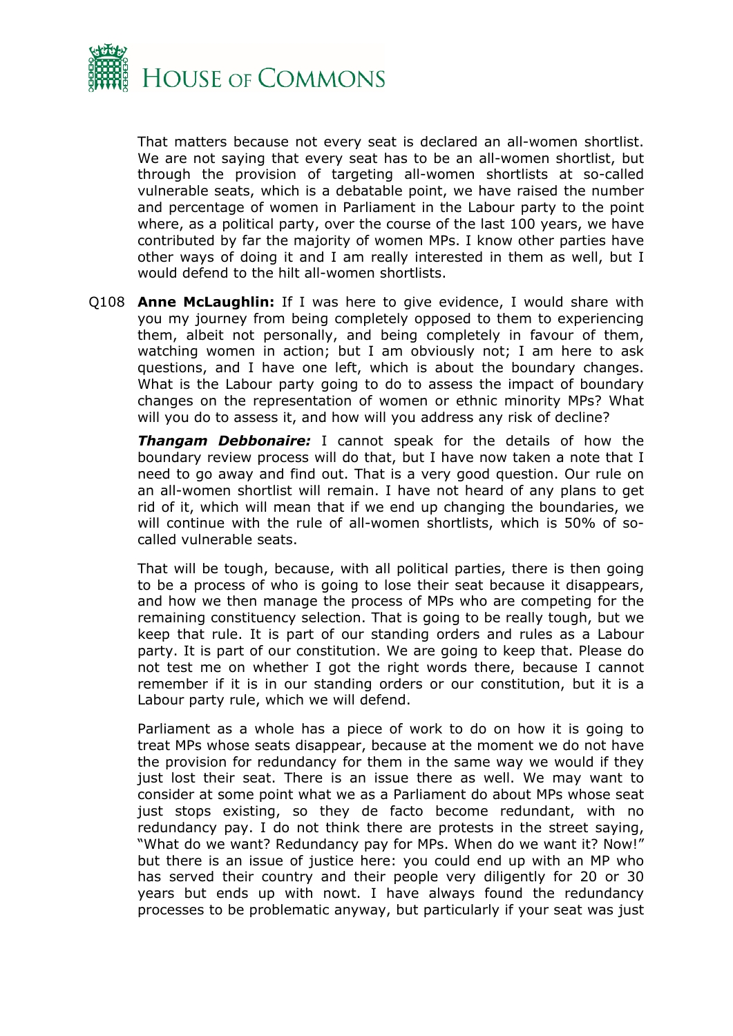That matters because not every seat is declared an all-women shortlist. We are not saying that every seat has to be an all-women shortlist, but through the provision of targeting all-women shortlists at so-called vulnerable seats, which is a debatable point, we have raised the number and percentage of women in Parliament in the Labour party to the point where, as a political party, over the course of the last 100 years, we have contributed by far the majority of women MPs. I know other parties have other ways of doing it and I am really interested in them as well, but I would defend to the hilt all-women shortlists.

Q108 **Anne McLaughlin:** If I was here to give evidence, I would share with you my journey from being completely opposed to them to experiencing them, albeit not personally, and being completely in favour of them, watching women in action; but I am obviously not; I am here to ask questions, and I have one left, which is about the boundary changes. What is the Labour party going to do to assess the impact of boundary changes on the representation of women or ethnic minority MPs? What will you do to assess it, and how will you address any risk of decline?

***Thangam Debbonaire:*** I cannot speak for the details of how the boundary review process will do that, but I have now taken a note that I need to go away and find out. That is a very good question. Our rule on an all-women shortlist will remain. I have not heard of any plans to get rid of it, which will mean that if we end up changing the boundaries, we will continue with the rule of all-women shortlists, which is 50% of so-called vulnerable seats.

That will be tough, because, with all political parties, there is then going to be a process of who is going to lose their seat because it disappears, and how we then manage the process of MPs who are competing for the remaining constituency selection. That is going to be really tough, but we keep that rule. It is part of our standing orders and rules as a Labour party. It is part of our constitution. We are going to keep that. Please do not test me on whether I got the right words there, because I cannot remember if it is in our standing orders or our constitution, but it is a Labour party rule, which we will defend.

Parliament as a whole has a piece of work to do on how it is going to treat MPs whose seats disappear, because at the moment we do not have the provision for redundancy for them in the same way we would if they just lost their seat. There is an issue there as well. We may want to consider at some point what we as a Parliament do about MPs whose seat just stops existing, so they de facto become redundant, with no redundancy pay. I do not think there are protests in the street saying, "What do we want? Redundancy pay for MPs. When do we want it? Now!" but there is an issue of justice here: you could end up with an MP who has served their country and their people very diligently for 20 or 30 years but ends up with nowt. I have always found the redundancy processes to be problematic anyway, but particularly if your seat was just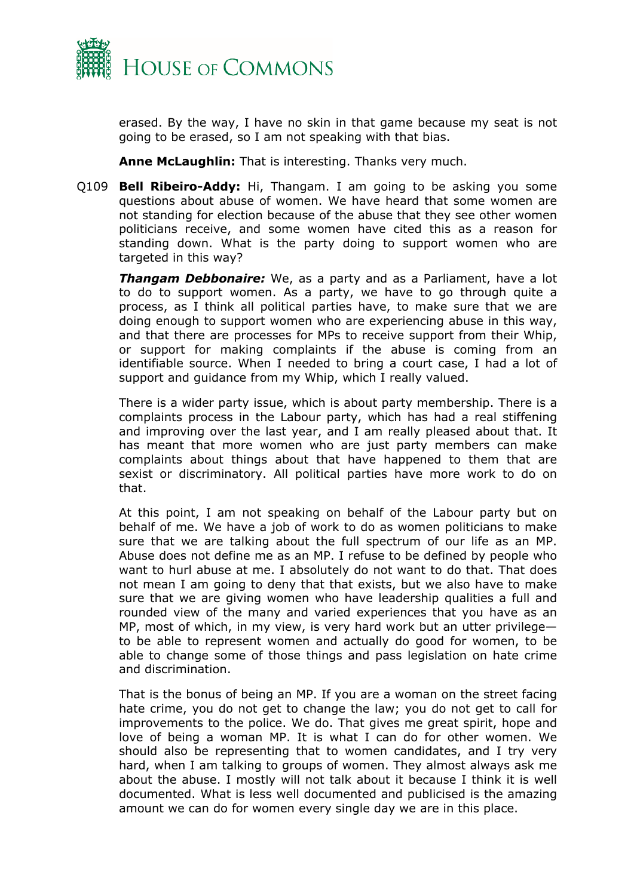erased. By the way, I have no skin in that game because my seat is not going to be erased, so I am not speaking with that bias.

**Anne McLaughlin:** That is interesting. Thanks very much.

Q109 **Bell Ribeiro-Addy:** Hi, Thangam. I am going to be asking you some questions about abuse of women. We have heard that some women are not standing for election because of the abuse that they see other women politicians receive, and some women have cited this as a reason for standing down. What is the party doing to support women who are targeted in this way?

***Thangam Debbonaire:*** We, as a party and as a Parliament, have a lot to do to support women. As a party, we have to go through quite a process, as I think all political parties have, to make sure that we are doing enough to support women who are experiencing abuse in this way, and that there are processes for MPs to receive support from their Whip, or support for making complaints if the abuse is coming from an identifiable source. When I needed to bring a court case, I had a lot of support and guidance from my Whip, which I really valued.

There is a wider party issue, which is about party membership. There is a complaints process in the Labour party, which has had a real stiffening and improving over the last year, and I am really pleased about that. It has meant that more women who are just party members can make complaints about things about that have happened to them that are sexist or discriminatory. All political parties have more work to do on that.

At this point, I am not speaking on behalf of the Labour party but on behalf of me. We have a job of work to do as women politicians to make sure that we are talking about the full spectrum of our life as an MP. Abuse does not define me as an MP. I refuse to be defined by people who want to hurl abuse at me. I absolutely do not want to do that. That does not mean I am going to deny that that exists, but we also have to make sure that we are giving women who have leadership qualities a full and rounded view of the many and varied experiences that you have as an MP, most of which, in my view, is very hard work but an utter privilege—to be able to represent women and actually do good for women, to be able to change some of those things and pass legislation on hate crime and discrimination.

That is the bonus of being an MP. If you are a woman on the street facing hate crime, you do not get to change the law; you do not get to call for improvements to the police. We do. That gives me great spirit, hope and love of being a woman MP. It is what I can do for other women. We should also be representing that to women candidates, and I try very hard, when I am talking to groups of women. They almost always ask me about the abuse. I mostly will not talk about it because I think it is well documented. What is less well documented and publicised is the amazing amount we can do for women every single day we are in this place.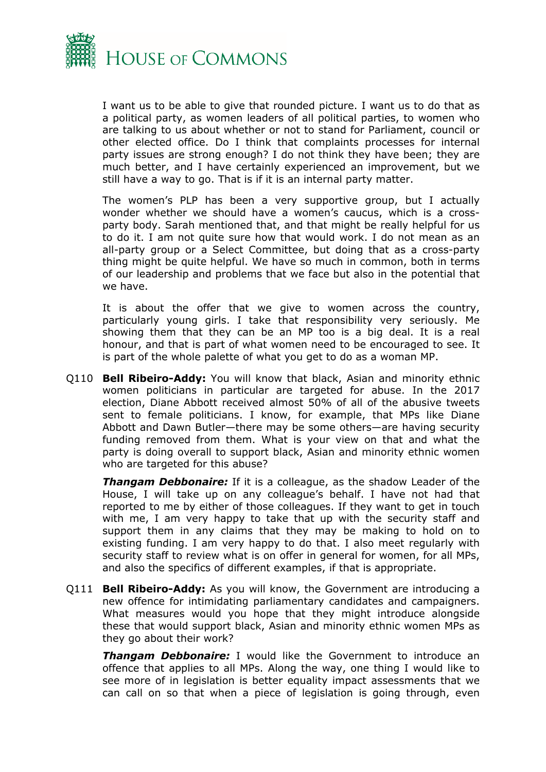I want us to be able to give that rounded picture. I want us to do that as a political party, as women leaders of all political parties, to women who are talking to us about whether or not to stand for Parliament, council or other elected office. Do I think that complaints processes for internal party issues are strong enough? I do not think they have been; they are much better, and I have certainly experienced an improvement, but we still have a way to go. That is if it is an internal party matter.

The women's PLP has been a very supportive group, but I actually wonder whether we should have a women's caucus, which is a cross-party body. Sarah mentioned that, and that might be really helpful for us to do it. I am not quite sure how that would work. I do not mean as an all-party group or a Select Committee, but doing that as a cross-party thing might be quite helpful. We have so much in common, both in terms of our leadership and problems that we face but also in the potential that we have.

It is about the offer that we give to women across the country, particularly young girls. I take that responsibility very seriously. Me showing them that they can be an MP too is a big deal. It is a real honour, and that is part of what women need to be encouraged to see. It is part of the whole palette of what you get to do as a woman MP.

Q110 **Bell Ribeiro-Addy:** You will know that black, Asian and minority ethnic women politicians in particular are targeted for abuse. In the 2017 election, Diane Abbott received almost 50% of all of the abusive tweets sent to female politicians. I know, for example, that MPs like Diane Abbott and Dawn Butler—there may be some others—are having security funding removed from them. What is your view on that and what the party is doing overall to support black, Asian and minority ethnic women who are targeted for this abuse?

***Thangam Debbonaire:*** If it is a colleague, as the shadow Leader of the House, I will take up on any colleague's behalf. I have not had that reported to me by either of those colleagues. If they want to get in touch with me, I am very happy to take that up with the security staff and support them in any claims that they may be making to hold on to existing funding. I am very happy to do that. I also meet regularly with security staff to review what is on offer in general for women, for all MPs, and also the specifics of different examples, if that is appropriate.

Q111 **Bell Ribeiro-Addy:** As you will know, the Government are introducing a new offence for intimidating parliamentary candidates and campaigners. What measures would you hope that they might introduce alongside these that would support black, Asian and minority ethnic women MPs as they go about their work?

***Thangam Debbonaire:*** I would like the Government to introduce an offence that applies to all MPs. Along the way, one thing I would like to see more of in legislation is better equality impact assessments that we can call on so that when a piece of legislation is going through, even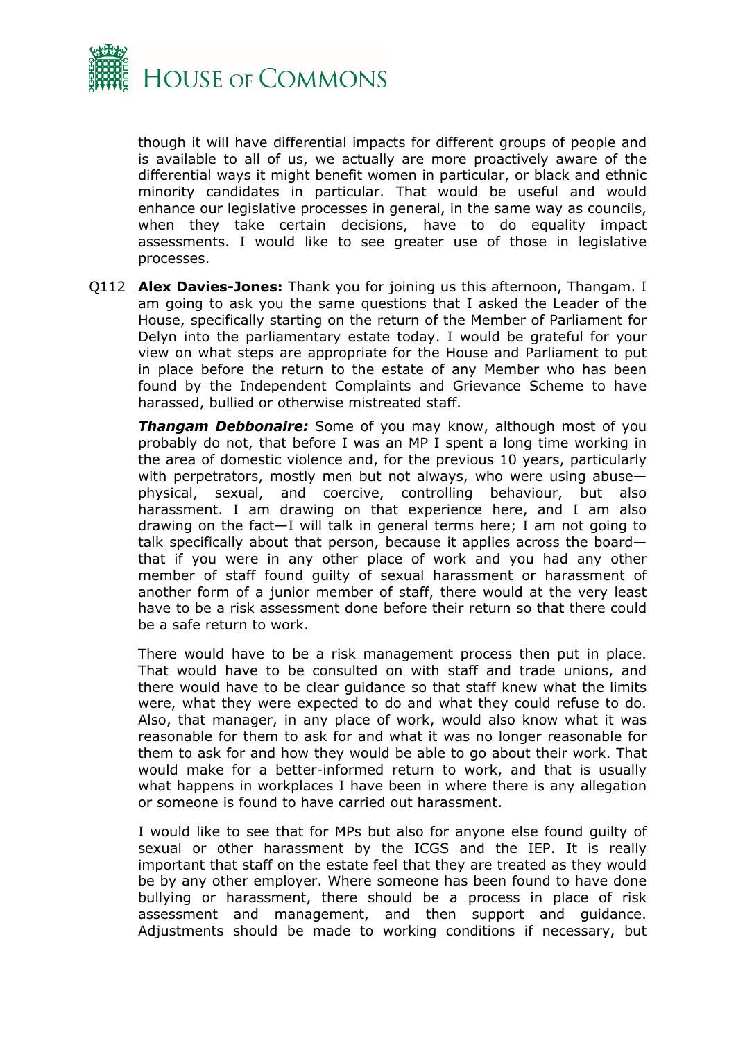though it will have differential impacts for different groups of people and is available to all of us, we actually are more proactively aware of the differential ways it might benefit women in particular, or black and ethnic minority candidates in particular. That would be useful and would enhance our legislative processes in general, in the same way as councils, when they take certain decisions, have to do equality impact assessments. I would like to see greater use of those in legislative processes.

Q112 **Alex Davies-Jones:** Thank you for joining us this afternoon, Thangam. I am going to ask you the same questions that I asked the Leader of the House, specifically starting on the return of the Member of Parliament for Delyn into the parliamentary estate today. I would be grateful for your view on what steps are appropriate for the House and Parliament to put in place before the return to the estate of any Member who has been found by the Independent Complaints and Grievance Scheme to have harassed, bullied or otherwise mistreated staff.

***Thangam Debbonaire:*** Some of you may know, although most of you probably do not, that before I was an MP I spent a long time working in the area of domestic violence and, for the previous 10 years, particularly with perpetrators, mostly men but not always, who were using abuse—physical, sexual, and coercive, controlling behaviour, but also harassment. I am drawing on that experience here, and I am also drawing on the fact—I will talk in general terms here; I am not going to talk specifically about that person, because it applies across the board—that if you were in any other place of work and you had any other member of staff found guilty of sexual harassment or harassment of another form of a junior member of staff, there would at the very least have to be a risk assessment done before their return so that there could be a safe return to work.

There would have to be a risk management process then put in place. That would have to be consulted on with staff and trade unions, and there would have to be clear guidance so that staff knew what the limits were, what they were expected to do and what they could refuse to do. Also, that manager, in any place of work, would also know what it was reasonable for them to ask for and what it was no longer reasonable for them to ask for and how they would be able to go about their work. That would make for a better-informed return to work, and that is usually what happens in workplaces I have been in where there is any allegation or someone is found to have carried out harassment.

I would like to see that for MPs but also for anyone else found guilty of sexual or other harassment by the ICGS and the IEP. It is really important that staff on the estate feel that they are treated as they would be by any other employer. Where someone has been found to have done bullying or harassment, there should be a process in place of risk assessment and management, and then support and guidance. Adjustments should be made to working conditions if necessary, but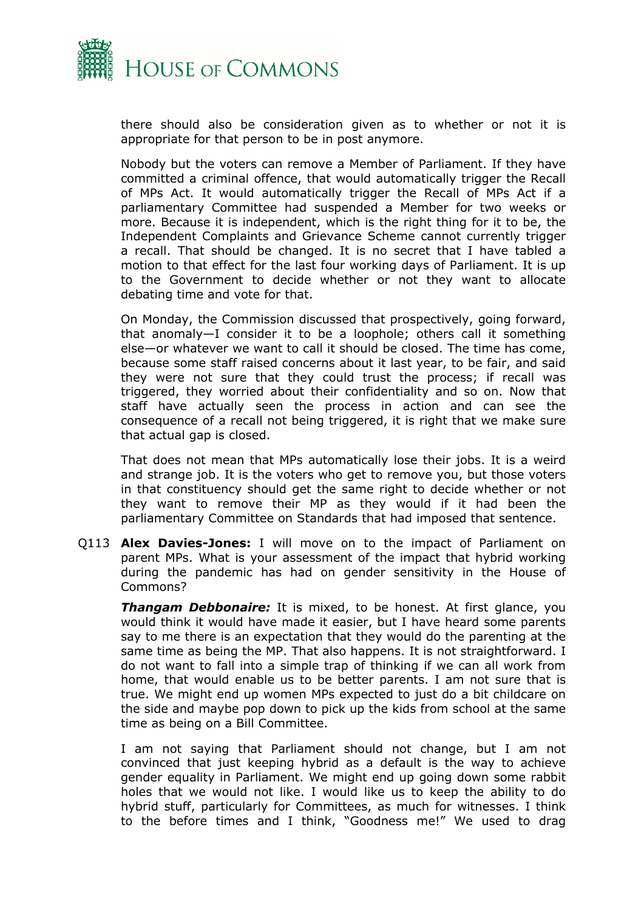there should also be consideration given as to whether or not it is appropriate for that person to be in post anymore.

Nobody but the voters can remove a Member of Parliament. If they have committed a criminal offence, that would automatically trigger the Recall of MPs Act. It would automatically trigger the Recall of MPs Act if a parliamentary Committee had suspended a Member for two weeks or more. Because it is independent, which is the right thing for it to be, the Independent Complaints and Grievance Scheme cannot currently trigger a recall. That should be changed. It is no secret that I have tabled a motion to that effect for the last four working days of Parliament. It is up to the Government to decide whether or not they want to allocate debating time and vote for that.

On Monday, the Commission discussed that prospectively, going forward, that anomaly—I consider it to be a loophole; others call it something else—or whatever we want to call it should be closed. The time has come, because some staff raised concerns about it last year, to be fair, and said they were not sure that they could trust the process; if recall was triggered, they worried about their confidentiality and so on. Now that staff have actually seen the process in action and can see the consequence of a recall not being triggered, it is right that we make sure that actual gap is closed.

That does not mean that MPs automatically lose their jobs. It is a weird and strange job. It is the voters who get to remove you, but those voters in that constituency should get the same right to decide whether or not they want to remove their MP as they would if it had been the parliamentary Committee on Standards that had imposed that sentence.

Q113 **Alex Davies-Jones:** I will move on to the impact of Parliament on parent MPs. What is your assessment of the impact that hybrid working during the pandemic has had on gender sensitivity in the House of Commons?

***Thangam Debbonaire:*** It is mixed, to be honest. At first glance, you would think it would have made it easier, but I have heard some parents say to me there is an expectation that they would do the parenting at the same time as being the MP. That also happens. It is not straightforward. I do not want to fall into a simple trap of thinking if we can all work from home, that would enable us to be better parents. I am not sure that is true. We might end up women MPs expected to just do a bit childcare on the side and maybe pop down to pick up the kids from school at the same time as being on a Bill Committee.

I am not saying that Parliament should not change, but I am not convinced that just keeping hybrid as a default is the way to achieve gender equality in Parliament. We might end up going down some rabbit holes that we would not like. I would like us to keep the ability to do hybrid stuff, particularly for Committees, as much for witnesses. I think to the before times and I think, "Goodness me!" We used to drag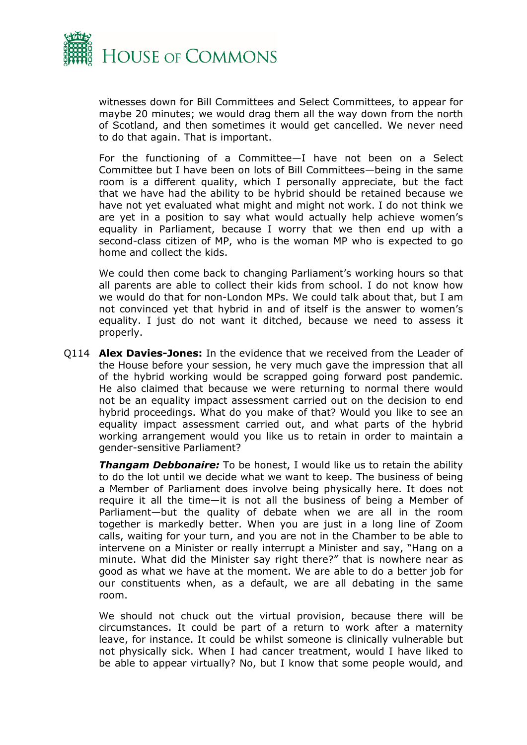witnesses down for Bill Committees and Select Committees, to appear for maybe 20 minutes; we would drag them all the way down from the north of Scotland, and then sometimes it would get cancelled. We never need to do that again. That is important.

For the functioning of a Committee—I have not been on a Select Committee but I have been on lots of Bill Committees—being in the same room is a different quality, which I personally appreciate, but the fact that we have had the ability to be hybrid should be retained because we have not yet evaluated what might and might not work. I do not think we are yet in a position to say what would actually help achieve women's equality in Parliament, because I worry that we then end up with a second-class citizen of MP, who is the woman MP who is expected to go home and collect the kids.

We could then come back to changing Parliament's working hours so that all parents are able to collect their kids from school. I do not know how we would do that for non-London MPs. We could talk about that, but I am not convinced yet that hybrid in and of itself is the answer to women's equality. I just do not want it ditched, because we need to assess it properly.

Q114 **Alex Davies-Jones:** In the evidence that we received from the Leader of the House before your session, he very much gave the impression that all of the hybrid working would be scrapped going forward post pandemic. He also claimed that because we were returning to normal there would not be an equality impact assessment carried out on the decision to end hybrid proceedings. What do you make of that? Would you like to see an equality impact assessment carried out, and what parts of the hybrid working arrangement would you like us to retain in order to maintain a gender-sensitive Parliament?

***Thangam Debbonaire:*** To be honest, I would like us to retain the ability to do the lot until we decide what we want to keep. The business of being a Member of Parliament does involve being physically here. It does not require it all the time—it is not all the business of being a Member of Parliament—but the quality of debate when we are all in the room together is markedly better. When you are just in a long line of Zoom calls, waiting for your turn, and you are not in the Chamber to be able to intervene on a Minister or really interrupt a Minister and say, "Hang on a minute. What did the Minister say right there?" that is nowhere near as good as what we have at the moment. We are able to do a better job for our constituents when, as a default, we are all debating in the same room.

We should not chuck out the virtual provision, because there will be circumstances. It could be part of a return to work after a maternity leave, for instance. It could be whilst someone is clinically vulnerable but not physically sick. When I had cancer treatment, would I have liked to be able to appear virtually? No, but I know that some people would, and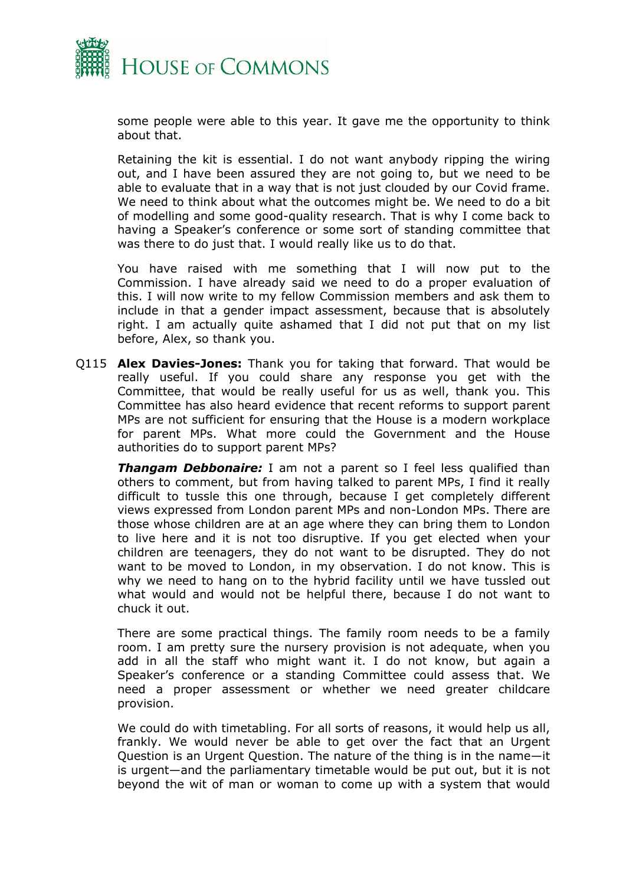some people were able to this year. It gave me the opportunity to think about that.

Retaining the kit is essential. I do not want anybody ripping the wiring out, and I have been assured they are not going to, but we need to be able to evaluate that in a way that is not just clouded by our Covid frame. We need to think about what the outcomes might be. We need to do a bit of modelling and some good-quality research. That is why I come back to having a Speaker's conference or some sort of standing committee that was there to do just that. I would really like us to do that.

You have raised with me something that I will now put to the Commission. I have already said we need to do a proper evaluation of this. I will now write to my fellow Commission members and ask them to include in that a gender impact assessment, because that is absolutely right. I am actually quite ashamed that I did not put that on my list before, Alex, so thank you.

Q115 **Alex Davies-Jones:** Thank you for taking that forward. That would be really useful. If you could share any response you get with the Committee, that would be really useful for us as well, thank you. This Committee has also heard evidence that recent reforms to support parent MPs are not sufficient for ensuring that the House is a modern workplace for parent MPs. What more could the Government and the House authorities do to support parent MPs?

***Thangam Debbonaire:*** I am not a parent so I feel less qualified than others to comment, but from having talked to parent MPs, I find it really difficult to tussle this one through, because I get completely different views expressed from London parent MPs and non-London MPs. There are those whose children are at an age where they can bring them to London to live here and it is not too disruptive. If you get elected when your children are teenagers, they do not want to be disrupted. They do not want to be moved to London, in my observation. I do not know. This is why we need to hang on to the hybrid facility until we have tussled out what would and would not be helpful there, because I do not want to chuck it out.

There are some practical things. The family room needs to be a family room. I am pretty sure the nursery provision is not adequate, when you add in all the staff who might want it. I do not know, but again a Speaker's conference or a standing Committee could assess that. We need a proper assessment or whether we need greater childcare provision.

We could do with timetabling. For all sorts of reasons, it would help us all, frankly. We would never be able to get over the fact that an Urgent Question is an Urgent Question. The nature of the thing is in the name—it is urgent—and the parliamentary timetable would be put out, but it is not beyond the wit of man or woman to come up with a system that would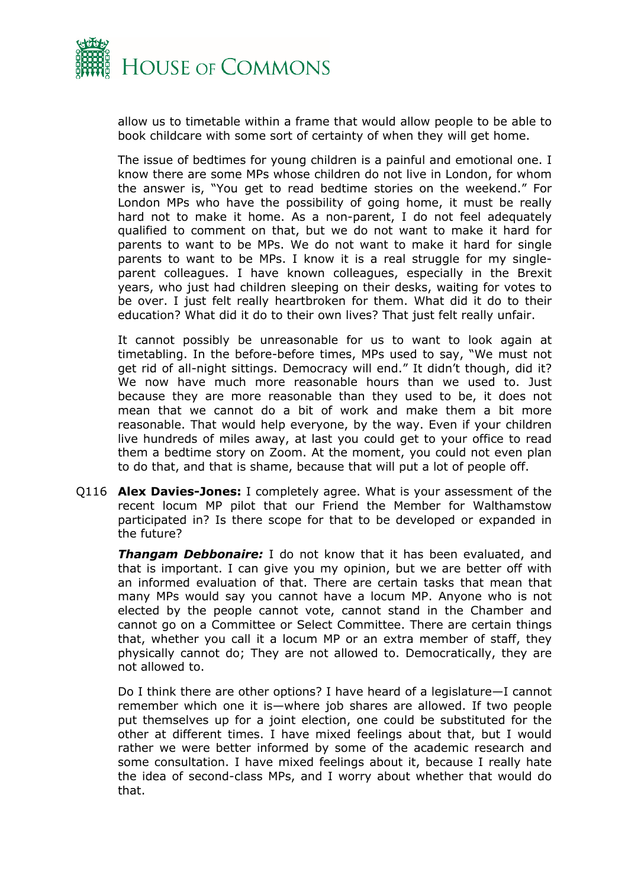allow us to timetable within a frame that would allow people to be able to book childcare with some sort of certainty of when they will get home.

The issue of bedtimes for young children is a painful and emotional one. I know there are some MPs whose children do not live in London, for whom the answer is, "You get to read bedtime stories on the weekend." For London MPs who have the possibility of going home, it must be really hard not to make it home. As a non-parent, I do not feel adequately qualified to comment on that, but we do not want to make it hard for parents to want to be MPs. We do not want to make it hard for single parents to want to be MPs. I know it is a real struggle for my single-parent colleagues. I have known colleagues, especially in the Brexit years, who just had children sleeping on their desks, waiting for votes to be over. I just felt really heartbroken for them. What did it do to their education? What did it do to their own lives? That just felt really unfair.

It cannot possibly be unreasonable for us to want to look again at timetabling. In the before-before times, MPs used to say, "We must not get rid of all-night sittings. Democracy will end." It didn't though, did it? We now have much more reasonable hours than we used to. Just because they are more reasonable than they used to be, it does not mean that we cannot do a bit of work and make them a bit more reasonable. That would help everyone, by the way. Even if your children live hundreds of miles away, at last you could get to your office to read them a bedtime story on Zoom. At the moment, you could not even plan to do that, and that is shame, because that will put a lot of people off.

Q116 **Alex Davies-Jones:** I completely agree. What is your assessment of the recent locum MP pilot that our Friend the Member for Walthamstow participated in? Is there scope for that to be developed or expanded in the future?

***Thangam Debbonaire:*** I do not know that it has been evaluated, and that is important. I can give you my opinion, but we are better off with an informed evaluation of that. There are certain tasks that mean that many MPs would say you cannot have a locum MP. Anyone who is not elected by the people cannot vote, cannot stand in the Chamber and cannot go on a Committee or Select Committee. There are certain things that, whether you call it a locum MP or an extra member of staff, they physically cannot do; They are not allowed to. Democratically, they are not allowed to.

Do I think there are other options? I have heard of a legislature—I cannot remember which one it is—where job shares are allowed. If two people put themselves up for a joint election, one could be substituted for the other at different times. I have mixed feelings about that, but I would rather we were better informed by some of the academic research and some consultation. I have mixed feelings about it, because I really hate the idea of second-class MPs, and I worry about whether that would do that.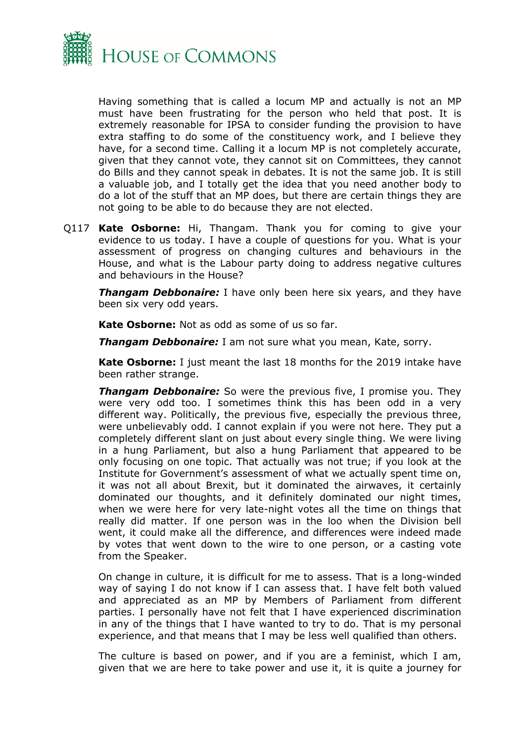Having something that is called a locum MP and actually is not an MP must have been frustrating for the person who held that post. It is extremely reasonable for IPSA to consider funding the provision to have extra staffing to do some of the constituency work, and I believe they have, for a second time. Calling it a locum MP is not completely accurate, given that they cannot vote, they cannot sit on Committees, they cannot do Bills and they cannot speak in debates. It is not the same job. It is still a valuable job, and I totally get the idea that you need another body to do a lot of the stuff that an MP does, but there are certain things they are not going to be able to do because they are not elected.

Q117 **Kate Osborne:** Hi, Thangam. Thank you for coming to give your evidence to us today. I have a couple of questions for you. What is your assessment of progress on changing cultures and behaviours in the House, and what is the Labour party doing to address negative cultures and behaviours in the House?

***Thangam Debbonaire:*** I have only been here six years, and they have been six very odd years.

**Kate Osborne:** Not as odd as some of us so far.

***Thangam Debbonaire:*** I am not sure what you mean, Kate, sorry.

**Kate Osborne:** I just meant the last 18 months for the 2019 intake have been rather strange.

***Thangam Debbonaire:*** So were the previous five, I promise you. They were very odd too. I sometimes think this has been odd in a very different way. Politically, the previous five, especially the previous three, were unbelievably odd. I cannot explain if you were not here. They put a completely different slant on just about every single thing. We were living in a hung Parliament, but also a hung Parliament that appeared to be only focusing on one topic. That actually was not true; if you look at the Institute for Government's assessment of what we actually spent time on, it was not all about Brexit, but it dominated the airwaves, it certainly dominated our thoughts, and it definitely dominated our night times, when we were here for very late-night votes all the time on things that really did matter. If one person was in the loo when the Division bell went, it could make all the difference, and differences were indeed made by votes that went down to the wire to one person, or a casting vote from the Speaker.

On change in culture, it is difficult for me to assess. That is a long-winded way of saying I do not know if I can assess that. I have felt both valued and appreciated as an MP by Members of Parliament from different parties. I personally have not felt that I have experienced discrimination in any of the things that I have wanted to try to do. That is my personal experience, and that means that I may be less well qualified than others.

The culture is based on power, and if you are a feminist, which I am, given that we are here to take power and use it, it is quite a journey for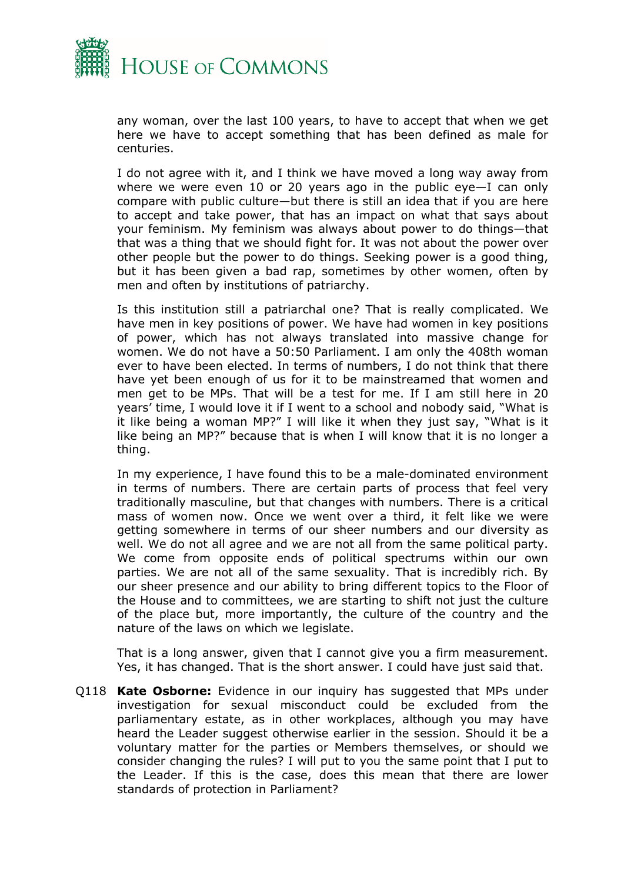any woman, over the last 100 years, to have to accept that when we get here we have to accept something that has been defined as male for centuries.

I do not agree with it, and I think we have moved a long way away from where we were even 10 or 20 years ago in the public eye—I can only compare with public culture—but there is still an idea that if you are here to accept and take power, that has an impact on what that says about your feminism. My feminism was always about power to do things—that that was a thing that we should fight for. It was not about the power over other people but the power to do things. Seeking power is a good thing, but it has been given a bad rap, sometimes by other women, often by men and often by institutions of patriarchy.

Is this institution still a patriarchal one? That is really complicated. We have men in key positions of power. We have had women in key positions of power, which has not always translated into massive change for women. We do not have a 50:50 Parliament. I am only the 408th woman ever to have been elected. In terms of numbers, I do not think that there have yet been enough of us for it to be mainstreamed that women and men get to be MPs. That will be a test for me. If I am still here in 20 years' time, I would love it if I went to a school and nobody said, "What is it like being a woman MP?" I will like it when they just say, "What is it like being an MP?" because that is when I will know that it is no longer a thing.

In my experience, I have found this to be a male-dominated environment in terms of numbers. There are certain parts of process that feel very traditionally masculine, but that changes with numbers. There is a critical mass of women now. Once we went over a third, it felt like we were getting somewhere in terms of our sheer numbers and our diversity as well. We do not all agree and we are not all from the same political party. We come from opposite ends of political spectrums within our own parties. We are not all of the same sexuality. That is incredibly rich. By our sheer presence and our ability to bring different topics to the Floor of the House and to committees, we are starting to shift not just the culture of the place but, more importantly, the culture of the country and the nature of the laws on which we legislate.

That is a long answer, given that I cannot give you a firm measurement. Yes, it has changed. That is the short answer. I could have just said that.

Q118 **Kate Osborne:** Evidence in our inquiry has suggested that MPs under investigation for sexual misconduct could be excluded from the parliamentary estate, as in other workplaces, although you may have heard the Leader suggest otherwise earlier in the session. Should it be a voluntary matter for the parties or Members themselves, or should we consider changing the rules? I will put to you the same point that I put to the Leader. If this is the case, does this mean that there are lower standards of protection in Parliament?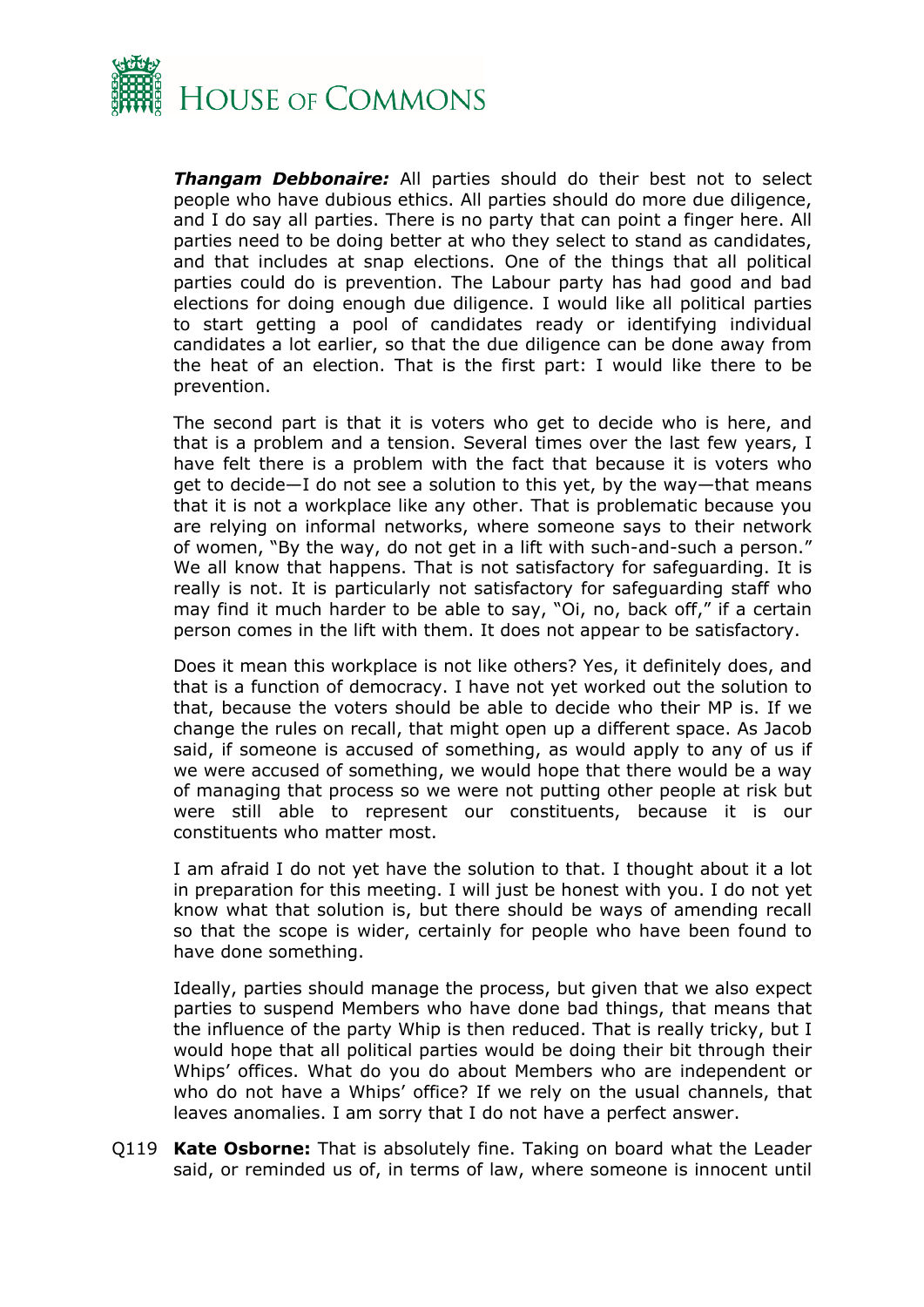***Thangam Debbonaire:*** All parties should do their best not to select people who have dubious ethics. All parties should do more due diligence, and I do say all parties. There is no party that can point a finger here. All parties need to be doing better at who they select to stand as candidates, and that includes at snap elections. One of the things that all political parties could do is prevention. The Labour party has had good and bad elections for doing enough due diligence. I would like all political parties to start getting a pool of candidates ready or identifying individual candidates a lot earlier, so that the due diligence can be done away from the heat of an election. That is the first part: I would like there to be prevention.

The second part is that it is voters who get to decide who is here, and that is a problem and a tension. Several times over the last few years, I have felt there is a problem with the fact that because it is voters who get to decide—I do not see a solution to this yet, by the way—that means that it is not a workplace like any other. That is problematic because you are relying on informal networks, where someone says to their network of women, "By the way, do not get in a lift with such-and-such a person." We all know that happens. That is not satisfactory for safeguarding. It is really is not. It is particularly not satisfactory for safeguarding staff who may find it much harder to be able to say, "Oi, no, back off," if a certain person comes in the lift with them. It does not appear to be satisfactory.

Does it mean this workplace is not like others? Yes, it definitely does, and that is a function of democracy. I have not yet worked out the solution to that, because the voters should be able to decide who their MP is. If we change the rules on recall, that might open up a different space. As Jacob said, if someone is accused of something, as would apply to any of us if we were accused of something, we would hope that there would be a way of managing that process so we were not putting other people at risk but were still able to represent our constituents, because it is our constituents who matter most.

I am afraid I do not yet have the solution to that. I thought about it a lot in preparation for this meeting. I will just be honest with you. I do not yet know what that solution is, but there should be ways of amending recall so that the scope is wider, certainly for people who have been found to have done something.

Ideally, parties should manage the process, but given that we also expect parties to suspend Members who have done bad things, that means that the influence of the party Whip is then reduced. That is really tricky, but I would hope that all political parties would be doing their bit through their Whips' offices. What do you do about Members who are independent or who do not have a Whips' office? If we rely on the usual channels, that leaves anomalies. I am sorry that I do not have a perfect answer.

Q119 **Kate Osborne:** That is absolutely fine. Taking on board what the Leader said, or reminded us of, in terms of law, where someone is innocent until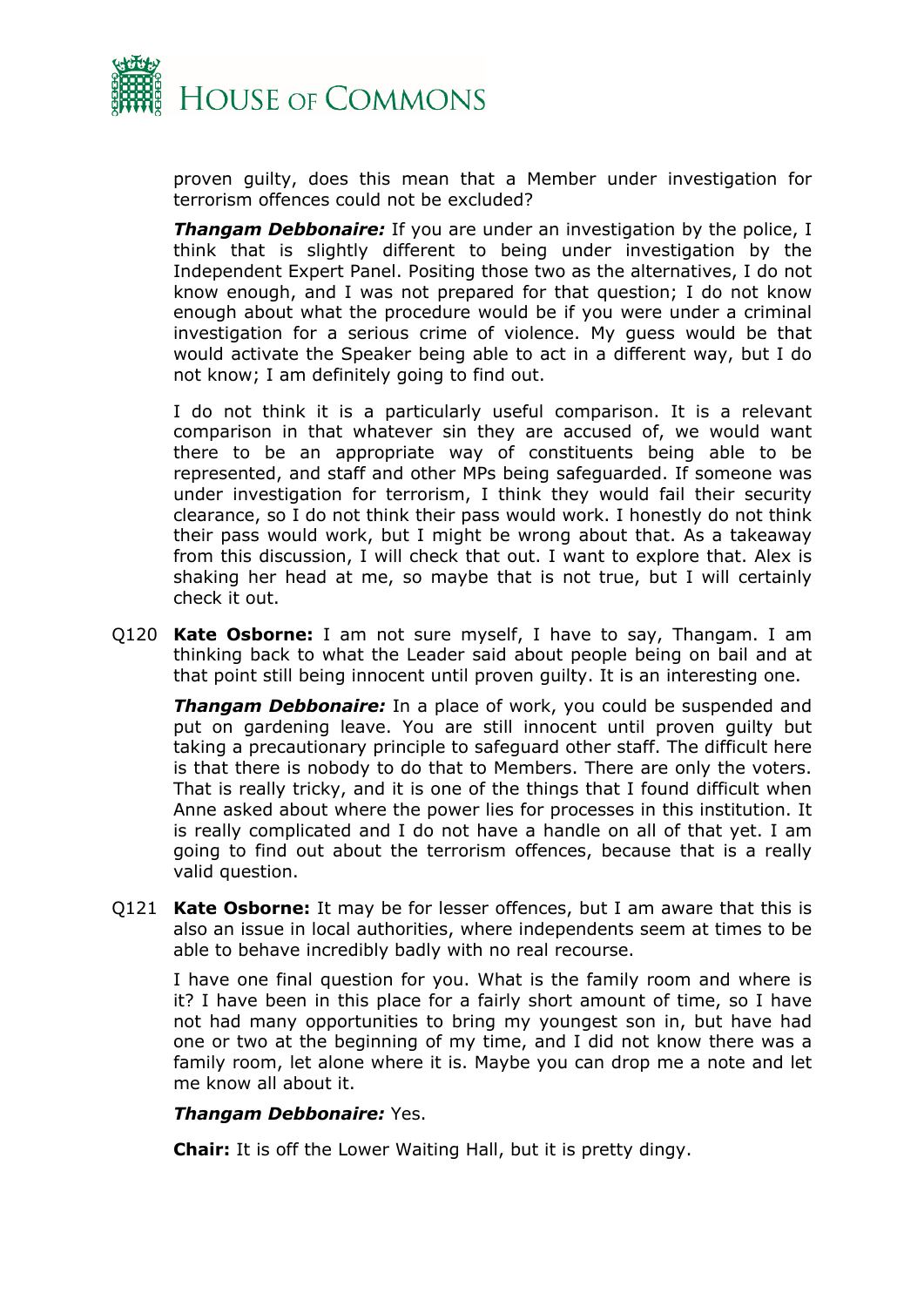proven guilty, does this mean that a Member under investigation for terrorism offences could not be excluded?

***Thangam Debbonaire:*** If you are under an investigation by the police, I think that is slightly different to being under investigation by the Independent Expert Panel. Positing those two as the alternatives, I do not know enough, and I was not prepared for that question; I do not know enough about what the procedure would be if you were under a criminal investigation for a serious crime of violence. My guess would be that would activate the Speaker being able to act in a different way, but I do not know; I am definitely going to find out.

I do not think it is a particularly useful comparison. It is a relevant comparison in that whatever sin they are accused of, we would want there to be an appropriate way of constituents being able to be represented, and staff and other MPs being safeguarded. If someone was under investigation for terrorism, I think they would fail their security clearance, so I do not think their pass would work. I honestly do not think their pass would work, but I might be wrong about that. As a takeaway from this discussion, I will check that out. I want to explore that. Alex is shaking her head at me, so maybe that is not true, but I will certainly check it out.

Q120 **Kate Osborne:** I am not sure myself, I have to say, Thangam. I am thinking back to what the Leader said about people being on bail and at that point still being innocent until proven guilty. It is an interesting one.

***Thangam Debbonaire:*** In a place of work, you could be suspended and put on gardening leave. You are still innocent until proven guilty but taking a precautionary principle to safeguard other staff. The difficult here is that there is nobody to do that to Members. There are only the voters. That is really tricky, and it is one of the things that I found difficult when Anne asked about where the power lies for processes in this institution. It is really complicated and I do not have a handle on all of that yet. I am going to find out about the terrorism offences, because that is a really valid question.

Q121 **Kate Osborne:** It may be for lesser offences, but I am aware that this is also an issue in local authorities, where independents seem at times to be able to behave incredibly badly with no real recourse.

I have one final question for you. What is the family room and where is it? I have been in this place for a fairly short amount of time, so I have not had many opportunities to bring my youngest son in, but have had one or two at the beginning of my time, and I did not know there was a family room, let alone where it is. Maybe you can drop me a note and let me know all about it.

***Thangam Debbonaire:*** Yes.

**Chair:** It is off the Lower Waiting Hall, but it is pretty dingy.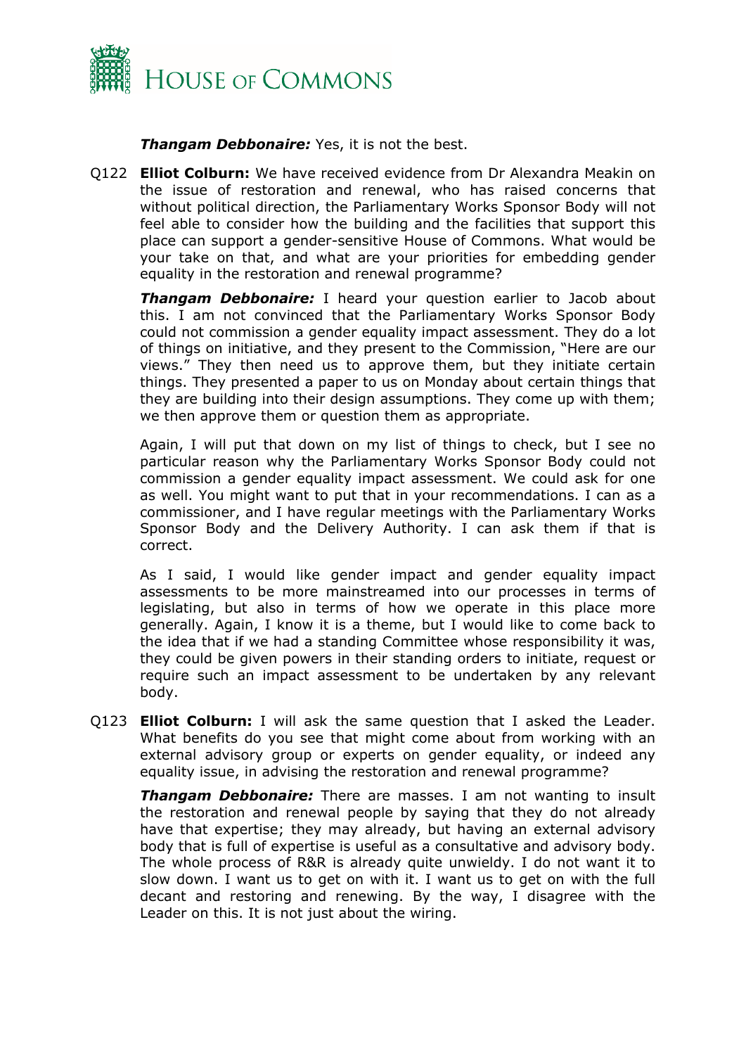***Thangam Debbonaire:*** Yes, it is not the best.

Q122 **Elliot Colburn:** We have received evidence from Dr Alexandra Meakin on the issue of restoration and renewal, who has raised concerns that without political direction, the Parliamentary Works Sponsor Body will not feel able to consider how the building and the facilities that support this place can support a gender-sensitive House of Commons. What would be your take on that, and what are your priorities for embedding gender equality in the restoration and renewal programme?

***Thangam Debbonaire:*** I heard your question earlier to Jacob about this. I am not convinced that the Parliamentary Works Sponsor Body could not commission a gender equality impact assessment. They do a lot of things on initiative, and they present to the Commission, "Here are our views." They then need us to approve them, but they initiate certain things. They presented a paper to us on Monday about certain things that they are building into their design assumptions. They come up with them; we then approve them or question them as appropriate.

Again, I will put that down on my list of things to check, but I see no particular reason why the Parliamentary Works Sponsor Body could not commission a gender equality impact assessment. We could ask for one as well. You might want to put that in your recommendations. I can as a commissioner, and I have regular meetings with the Parliamentary Works Sponsor Body and the Delivery Authority. I can ask them if that is correct.

As I said, I would like gender impact and gender equality impact assessments to be more mainstreamed into our processes in terms of legislating, but also in terms of how we operate in this place more generally. Again, I know it is a theme, but I would like to come back to the idea that if we had a standing Committee whose responsibility it was, they could be given powers in their standing orders to initiate, request or require such an impact assessment to be undertaken by any relevant body.

Q123 **Elliot Colburn:** I will ask the same question that I asked the Leader. What benefits do you see that might come about from working with an external advisory group or experts on gender equality, or indeed any equality issue, in advising the restoration and renewal programme?

***Thangam Debbonaire:*** There are masses. I am not wanting to insult the restoration and renewal people by saying that they do not already have that expertise; they may already, but having an external advisory body that is full of expertise is useful as a consultative and advisory body. The whole process of R&R is already quite unwieldy. I do not want it to slow down. I want us to get on with it. I want us to get on with the full decant and restoring and renewing. By the way, I disagree with the Leader on this. It is not just about the wiring.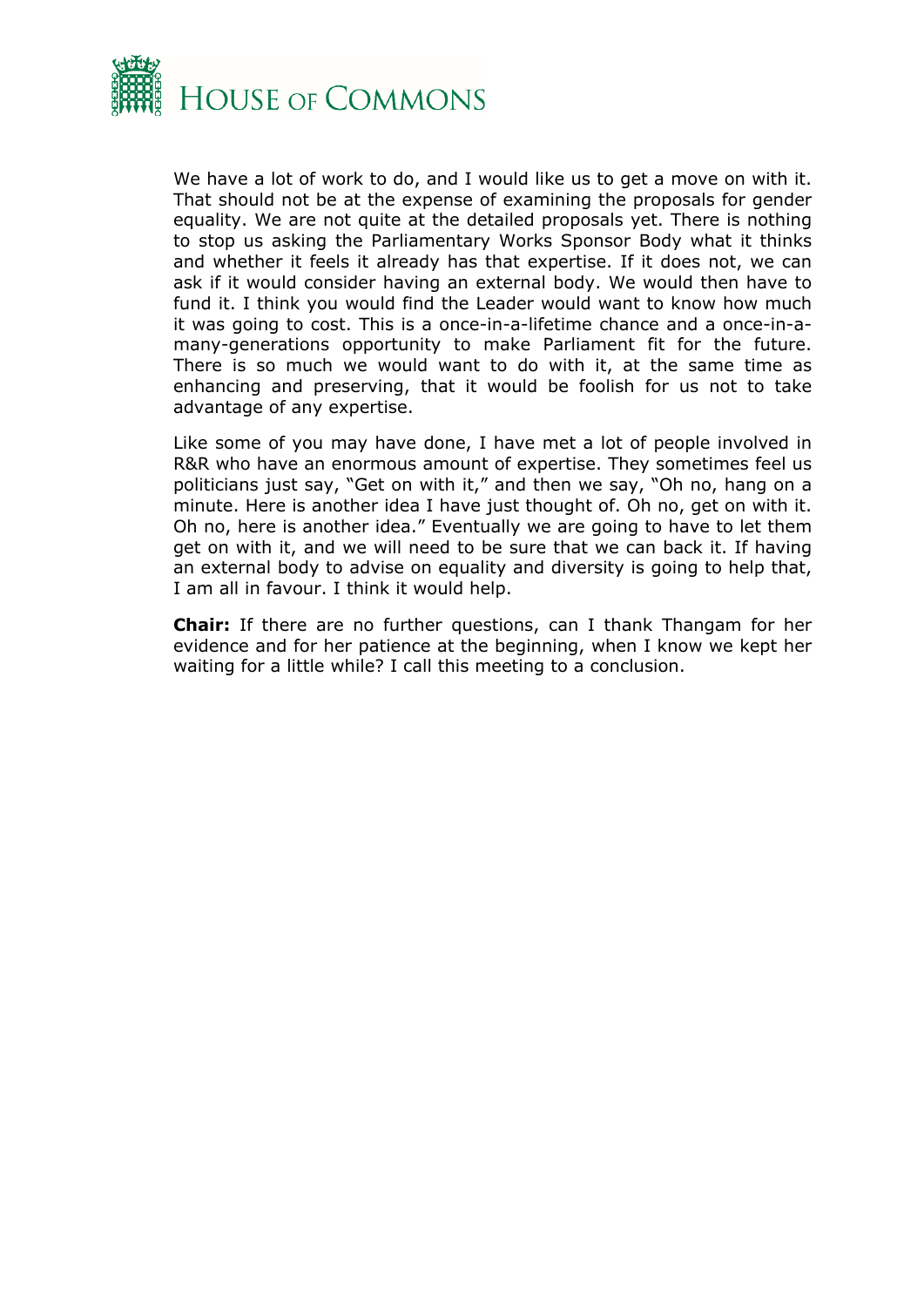We have a lot of work to do, and I would like us to get a move on with it. That should not be at the expense of examining the proposals for gender equality. We are not quite at the detailed proposals yet. There is nothing to stop us asking the Parliamentary Works Sponsor Body what it thinks and whether it feels it already has that expertise. If it does not, we can ask if it would consider having an external body. We would then have to fund it. I think you would find the Leader would want to know how much it was going to cost. This is a once-in-a-lifetime chance and a once-in-a-many-generations opportunity to make Parliament fit for the future. There is so much we would want to do with it, at the same time as enhancing and preserving, that it would be foolish for us not to take advantage of any expertise.

Like some of you may have done, I have met a lot of people involved in R&R who have an enormous amount of expertise. They sometimes feel us politicians just say, "Get on with it," and then we say, "Oh no, hang on a minute. Here is another idea I have just thought of. Oh no, get on with it. Oh no, here is another idea." Eventually we are going to have to let them get on with it, and we will need to be sure that we can back it. If having an external body to advise on equality and diversity is going to help that, I am all in favour. I think it would help.

**Chair:** If there are no further questions, can I thank Thangam for her evidence and for her patience at the beginning, when I know we kept her waiting for a little while? I call this meeting to a conclusion.